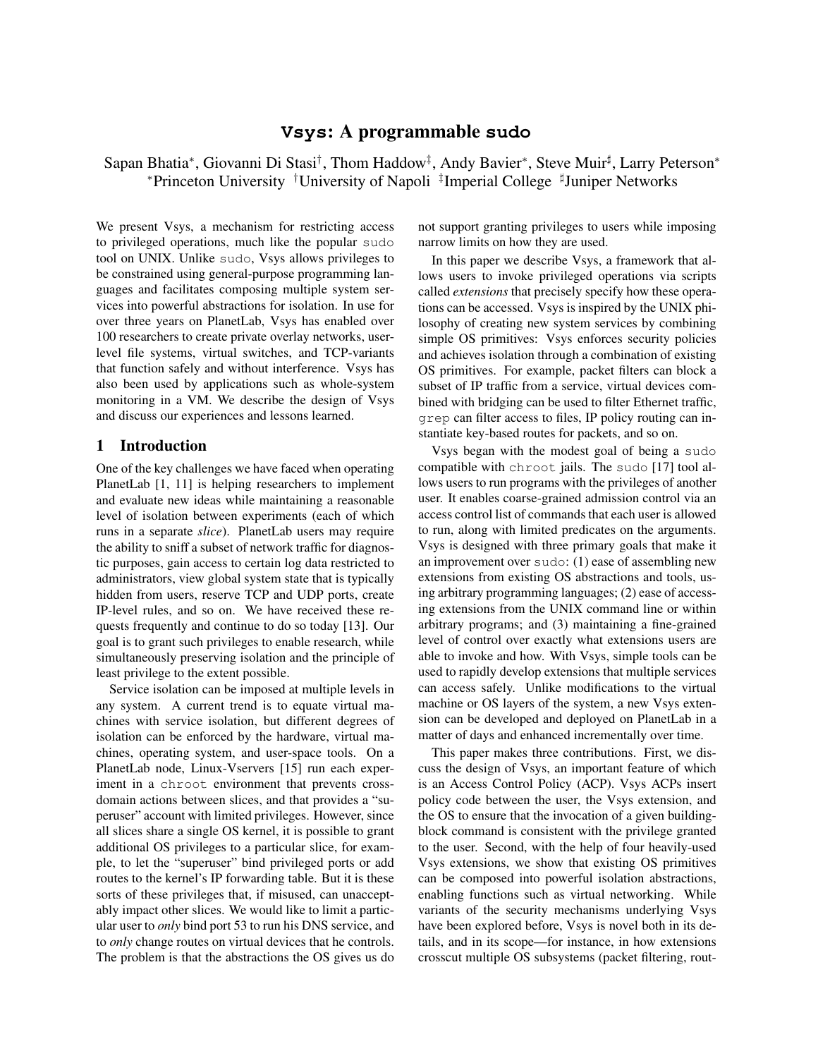# Vsys: A programmable sudo

Sapan Bhatia*, Giovanni Di Stasi†, Thom Haddow‡, Andy Bavier*, Steve Muir♯, Larry Peterson*

*Princeton University †University of Napoli ‡Imperial College ♯Juniper Networks

We present Vsys, a mechanism for restricting access to privileged operations, much like the popular sudo tool on UNIX. Unlike sudo, Vsys allows privileges to be constrained using general-purpose programming languages and facilitates composing multiple system services into powerful abstractions for isolation. In use for over three years on PlanetLab, Vsys has enabled over 100 researchers to create private overlay networks, user-level file systems, virtual switches, and TCP-variants that function safely and without interference. Vsys has also been used by applications such as whole-system monitoring in a VM. We describe the design of Vsys and discuss our experiences and lessons learned.

## 1 Introduction

One of the key challenges we have faced when operating PlanetLab [1, 11] is helping researchers to implement and evaluate new ideas while maintaining a reasonable level of isolation between experiments (each of which runs in a separate *slice*). PlanetLab users may require the ability to sniff a subset of network traffic for diagnostic purposes, gain access to certain log data restricted to administrators, view global system state that is typically hidden from users, reserve TCP and UDP ports, create IP-level rules, and so on. We have received these requests frequently and continue to do so today [13]. Our goal is to grant such privileges to enable research, while simultaneously preserving isolation and the principle of least privilege to the extent possible.

Service isolation can be imposed at multiple levels in any system. A current trend is to equate virtual machines with service isolation, but different degrees of isolation can be enforced by the hardware, virtual machines, operating system, and user-space tools. On a PlanetLab node, Linux-Vservers [15] run each experiment in a chroot environment that prevents cross-domain actions between slices, and that provides a "superuser" account with limited privileges. However, since all slices share a single OS kernel, it is possible to grant additional OS privileges to a particular slice, for example, to let the "superuser" bind privileged ports or add routes to the kernel's IP forwarding table. But it is these sorts of these privileges that, if misused, can unacceptably impact other slices. We would like to limit a particular user to *only* bind port 53 to run his DNS service, and to *only* change routes on virtual devices that he controls. The problem is that the abstractions the OS gives us do not support granting privileges to users while imposing narrow limits on how they are used.

In this paper we describe Vsys, a framework that allows users to invoke privileged operations via scripts called *extensions* that precisely specify how these operations can be accessed. Vsys is inspired by the UNIX philosophy of creating new system services by combining simple OS primitives: Vsys enforces security policies and achieves isolation through a combination of existing OS primitives. For example, packet filters can block a subset of IP traffic from a service, virtual devices combined with bridging can be used to filter Ethernet traffic, grep can filter access to files, IP policy routing can instantiate key-based routes for packets, and so on.

Vsys began with the modest goal of being a sudo compatible with chroot jails. The sudo [17] tool allows users to run programs with the privileges of another user. It enables coarse-grained admission control via an access control list of commands that each user is allowed to run, along with limited predicates on the arguments. Vsys is designed with three primary goals that make it an improvement over sudo: (1) ease of assembling new extensions from existing OS abstractions and tools, using arbitrary programming languages; (2) ease of accessing extensions from the UNIX command line or within arbitrary programs; and (3) maintaining a fine-grained level of control over exactly what extensions users are able to invoke and how. With Vsys, simple tools can be used to rapidly develop extensions that multiple services can access safely. Unlike modifications to the virtual machine or OS layers of the system, a new Vsys extension can be developed and deployed on PlanetLab in a matter of days and enhanced incrementally over time.

This paper makes three contributions. First, we discuss the design of Vsys, an important feature of which is an Access Control Policy (ACP). Vsys ACPs insert policy code between the user, the Vsys extension, and the OS to ensure that the invocation of a given building-block command is consistent with the privilege granted to the user. Second, with the help of four heavily-used Vsys extensions, we show that existing OS primitives can be composed into powerful isolation abstractions, enabling functions such as virtual networking. While variants of the security mechanisms underlying Vsys have been explored before, Vsys is novel both in its details, and in its scope—for instance, in how extensions crosscut multiple OS subsystems (packet filtering, rout-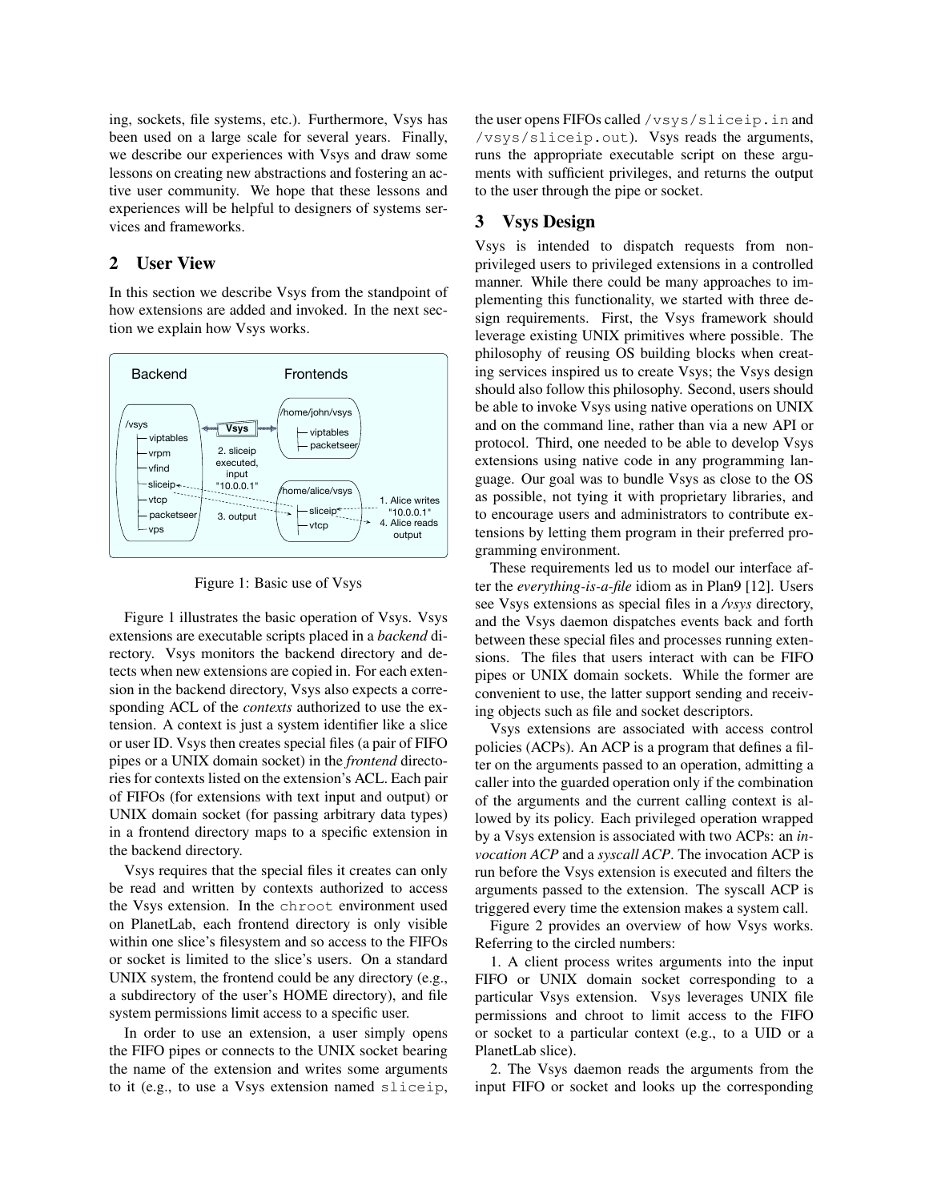ing, sockets, file systems, etc.). Furthermore, Vsys has been used on a large scale for several years. Finally, we describe our experiences with Vsys and draw some lessons on creating new abstractions and fostering an active user community. We hope that these lessons and experiences will be helpful to designers of systems services and frameworks.

## 2 User View

In this section we describe Vsys from the standpoint of how extensions are added and invoked. In the next section we explain how Vsys works.

Figure 1: Basic use of Vsys

Figure 1 illustrates the basic operation of Vsys. Vsys extensions are executable scripts placed in a *backend* directory. Vsys monitors the backend directory and detects when new extensions are copied in. For each extension in the backend directory, Vsys also expects a corresponding ACL of the *contexts* authorized to use the extension. A context is just a system identifier like a slice or user ID. Vsys then creates special files (a pair of FIFO pipes or a UNIX domain socket) in the *frontend* directories for contexts listed on the extension's ACL. Each pair of FIFOs (for extensions with text input and output) or UNIX domain socket (for passing arbitrary data types) in a frontend directory maps to a specific extension in the backend directory.

Vsys requires that the special files it creates can only be read and written by contexts authorized to access the Vsys extension. In the `chroot` environment used on PlanetLab, each frontend directory is only visible within one slice's filesystem and so access to the FIFOs or socket is limited to the slice's users. On a standard UNIX system, the frontend could be any directory (e.g., a subdirectory of the user's HOME directory), and file system permissions limit access to a specific user.

In order to use an extension, a user simply opens the FIFO pipes or connects to the UNIX socket bearing the name of the extension and writes some arguments to it (e.g., to use a Vsys extension named `sliceip`, the user opens FIFOs called `/vsys/sliceip.in` and `/vsys/sliceip.out`). Vsys reads the arguments, runs the appropriate executable script on these arguments with sufficient privileges, and returns the output to the user through the pipe or socket.

## 3 Vsys Design

Vsys is intended to dispatch requests from non-privileged users to privileged extensions in a controlled manner. While there could be many approaches to implementing this functionality, we started with three design requirements. First, the Vsys framework should leverage existing UNIX primitives where possible. The philosophy of reusing OS building blocks when creating services inspired us to create Vsys; the Vsys design should also follow this philosophy. Second, users should be able to invoke Vsys using native operations on UNIX and on the command line, rather than via a new API or protocol. Third, one needed to be able to develop Vsys extensions using native code in any programming language. Our goal was to bundle Vsys as close to the OS as possible, not tying it with proprietary libraries, and to encourage users and administrators to contribute extensions by letting them program in their preferred programming environment.

These requirements led us to model our interface after the *everything-is-a-file* idiom as in Plan9 [12]. Users see Vsys extensions as special files in a ***/vsys*** directory, and the Vsys daemon dispatches events back and forth between these special files and processes running extensions. The files that users interact with can be FIFO pipes or UNIX domain sockets. While the former are convenient to use, the latter support sending and receiving objects such as file and socket descriptors.

Vsys extensions are associated with access control policies (ACPs). An ACP is a program that defines a filter on the arguments passed to an operation, admitting a caller into the guarded operation only if the combination of the arguments and the current calling context is allowed by its policy. Each privileged operation wrapped by a Vsys extension is associated with two ACPs: an *invocation ACP* and a *syscall ACP*. The invocation ACP is run before the Vsys extension is executed and filters the arguments passed to the extension. The syscall ACP is triggered every time the extension makes a system call.

Figure 2 provides an overview of how Vsys works. Referring to the circled numbers:

1. A client process writes arguments into the input FIFO or UNIX domain socket corresponding to a particular Vsys extension. Vsys leverages UNIX file permissions and chroot to limit access to the FIFO or socket to a particular context (e.g., to a UID or a PlanetLab slice).

2. The Vsys daemon reads the arguments from the input FIFO or socket and looks up the corresponding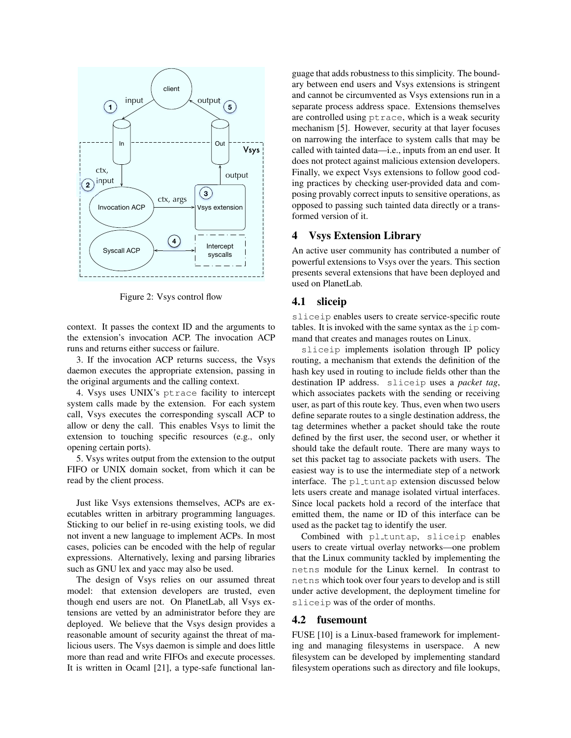Figure 2: Vsys control flow

context. It passes the context ID and the arguments to the extension's invocation ACP. The invocation ACP runs and returns either success or failure.

3. If the invocation ACP returns success, the Vsys daemon executes the appropriate extension, passing in the original arguments and the calling context.

4. Vsys uses UNIX's `ptrace` facility to intercept system calls made by the extension. For each system call, Vsys executes the corresponding syscall ACP to allow or deny the call. This enables Vsys to limit the extension to touching specific resources (e.g., only opening certain ports).

5. Vsys writes output from the extension to the output FIFO or UNIX domain socket, from which it can be read by the client process.

Just like Vsys extensions themselves, ACPs are executables written in arbitrary programming languages. Sticking to our belief in re-using existing tools, we did not invent a new language to implement ACPs. In most cases, policies can be encoded with the help of regular expressions. Alternatively, lexing and parsing libraries such as GNU lex and yacc may also be used.

The design of Vsys relies on our assumed threat model: that extension developers are trusted, even though end users are not. On PlanetLab, all Vsys extensions are vetted by an administrator before they are deployed. We believe that the Vsys design provides a reasonable amount of security against the threat of malicious users. The Vsys daemon is simple and does little more than read and write FIFOs and execute processes. It is written in Ocaml [21], a type-safe functional language that adds robustness to this simplicity. The boundary between end users and Vsys extensions is stringent and cannot be circumvented as Vsys extensions run in a separate process address space. Extensions themselves are controlled using `ptrace`, which is a weak security mechanism [5]. However, security at that layer focuses on narrowing the interface to system calls that may be called with tainted data—i.e., inputs from an end user. It does not protect against malicious extension developers. Finally, we expect Vsys extensions to follow good coding practices by checking user-provided data and composing provably correct inputs to sensitive operations, as opposed to passing such tainted data directly or a transformed version of it.

# 4 Vsys Extension Library

An active user community has contributed a number of powerful extensions to Vsys over the years. This section presents several extensions that have been deployed and used on PlanetLab.

## 4.1 sliceip

`sliceip` enables users to create service-specific route tables. It is invoked with the same syntax as the `ip` command that creates and manages routes on Linux.

`sliceip` implements isolation through IP policy routing, a mechanism that extends the definition of the hash key used in routing to include fields other than the destination IP address. `sliceip` uses a *packet tag*, which associates packets with the sending or receiving user, as part of this route key. Thus, even when two users define separate routes to a single destination address, the tag determines whether a packet should take the route defined by the first user, the second user, or whether it should take the default route. There are many ways to set this packet tag to associate packets with users. The easiest way is to use the intermediate step of a network interface. The `pl_tuntap` extension discussed below lets users create and manage isolated virtual interfaces. Since local packets hold a record of the interface that emitted them, the name or ID of this interface can be used as the packet tag to identify the user.

Combined with `pl_tuntap`, `sliceip` enables users to create virtual overlay networks—one problem that the Linux community tackled by implementing the `netns` module for the Linux kernel. In contrast to `netns` which took over four years to develop and is still under active development, the deployment timeline for `sliceip` was of the order of months.

## 4.2 fusemount

FUSE [10] is a Linux-based framework for implementing and managing filesystems in userspace. A new filesystem can be developed by implementing standard filesystem operations such as directory and file lookups,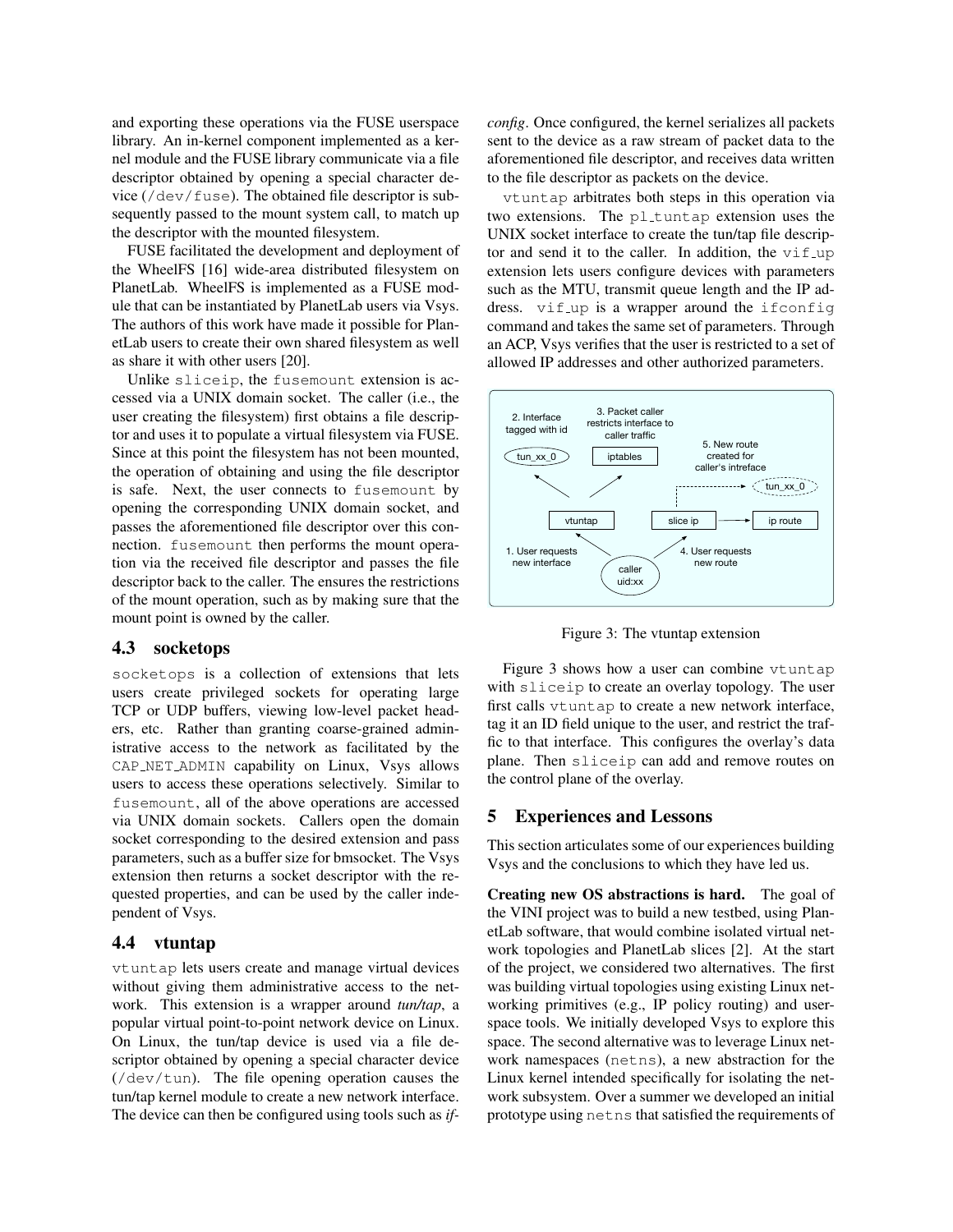and exporting these operations via the FUSE userspace library. An in-kernel component implemented as a kernel module and the FUSE library communicate via a file descriptor obtained by opening a special character device (`/dev/fuse`). The obtained file descriptor is subsequently passed to the mount system call, to match up the descriptor with the mounted filesystem.

FUSE facilitated the development and deployment of the WheelFS [16] wide-area distributed filesystem on PlanetLab. WheelFS is implemented as a FUSE module that can be instantiated by PlanetLab users via Vsys. The authors of this work have made it possible for PlanetLab users to create their own shared filesystem as well as share it with other users [20].

Unlike `sliceip`, the `fusemount` extension is accessed via a UNIX domain socket. The caller (i.e., the user creating the filesystem) first obtains a file descriptor and uses it to populate a virtual filesystem via FUSE. Since at this point the filesystem has not been mounted, the operation of obtaining and using the file descriptor is safe. Next, the user connects to `fusemount` by opening the corresponding UNIX domain socket, and passes the aforementioned file descriptor over this connection. `fusemount` then performs the mount operation via the received file descriptor and passes the file descriptor back to the caller. The ensures the restrictions of the mount operation, such as by making sure that the mount point is owned by the caller.

## 4.3 socketops

`socketops` is a collection of extensions that lets users create privileged sockets for operating large TCP or UDP buffers, viewing low-level packet headers, etc. Rather than granting coarse-grained administrative access to the network as facilitated by the `CAP_NET_ADMIN` capability on Linux, Vsys allows users to access these operations selectively. Similar to `fusemount`, all of the above operations are accessed via UNIX domain sockets. Callers open the domain socket corresponding to the desired extension and pass parameters, such as a buffer size for bmsocket. The Vsys extension then returns a socket descriptor with the requested properties, and can be used by the caller independent of Vsys.

## 4.4 vtuntap

`vtuntap` lets users create and manage virtual devices without giving them administrative access to the network. This extension is a wrapper around *tun/tap*, a popular virtual point-to-point network device on Linux. On Linux, the tun/tap device is used via a file descriptor obtained by opening a special character device (`/dev/tun`). The file opening operation causes the tun/tap kernel module to create a new network interface. The device can then be configured using tools such as *ifconfig*. Once configured, the kernel serializes all packets sent to the device as a raw stream of packet data to the aforementioned file descriptor, and receives data written to the file descriptor as packets on the device.

`vtuntap` arbitrates both steps in this operation via two extensions. The `pl_tuntap` extension uses the UNIX socket interface to create the tun/tap file descriptor and send it to the caller. In addition, the `vif_up` extension lets users configure devices with parameters such as the MTU, transmit queue length and the IP address. `vif_up` is a wrapper around the `ifconfig` command and takes the same set of parameters. Through an ACP, Vsys verifies that the user is restricted to a set of allowed IP addresses and other authorized parameters.

Figure 3: The vtuntap extension

Figure 3 shows how a user can combine `vtuntap` with `sliceip` to create an overlay topology. The user first calls `vtuntap` to create a new network interface, tag it an ID field unique to the user, and restrict the traffic to that interface. This configures the overlay's data plane. Then `sliceip` can add and remove routes on the control plane of the overlay.

# 5 Experiences and Lessons

This section articulates some of our experiences building Vsys and the conclusions to which they have led us.

**Creating new OS abstractions is hard.** The goal of the VINI project was to build a new testbed, using PlanetLab software, that would combine isolated virtual network topologies and PlanetLab slices [2]. At the start of the project, we considered two alternatives. The first was building virtual topologies using existing Linux networking primitives (e.g., IP policy routing) and userspace tools. We initially developed Vsys to explore this space. The second alternative was to leverage Linux network namespaces (`netns`), a new abstraction for the Linux kernel intended specifically for isolating the network subsystem. Over a summer we developed an initial prototype using `netns` that satisfied the requirements of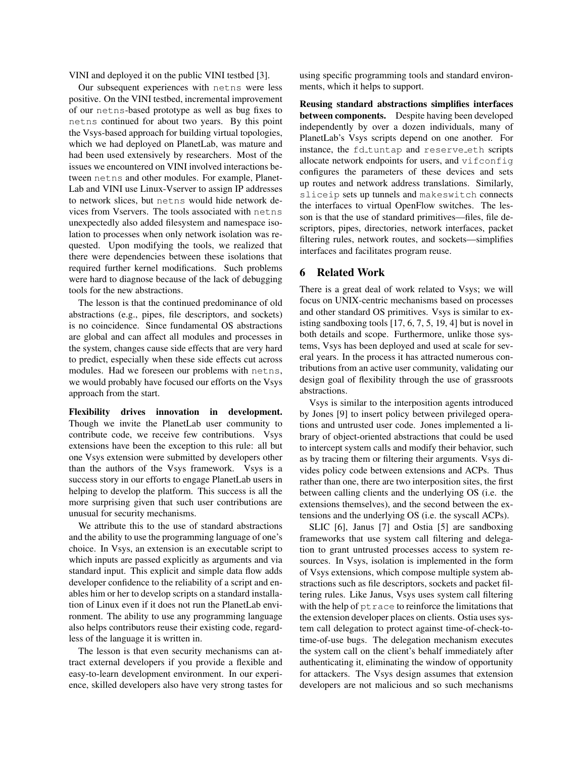VINI and deployed it on the public VINI testbed [3].

Our subsequent experiences with `netns` were less positive. On the VINI testbed, incremental improvement of our `netns`-based prototype as well as bug fixes to `netns` continued for about two years. By this point the Vsys-based approach for building virtual topologies, which we had deployed on PlanetLab, was mature and had been used extensively by researchers. Most of the issues we encountered on VINI involved interactions between `netns` and other modules. For example, PlanetLab and VINI use Linux-Vserver to assign IP addresses to network slices, but `netns` would hide network devices from Vservers. The tools associated with `netns` unexpectedly also added filesystem and namespace isolation to processes when only network isolation was requested. Upon modifying the tools, we realized that there were dependencies between these isolations that required further kernel modifications. Such problems were hard to diagnose because of the lack of debugging tools for the new abstractions.

The lesson is that the continued predominance of old abstractions (e.g., pipes, file descriptors, and sockets) is no coincidence. Since fundamental OS abstractions are global and can affect all modules and processes in the system, changes cause side effects that are very hard to predict, especially when these side effects cut across modules. Had we foreseen our problems with `netns`, we would probably have focused our efforts on the Vsys approach from the start.

**Flexibility drives innovation in development.** Though we invite the PlanetLab user community to contribute code, we receive few contributions. Vsys extensions have been the exception to this rule: all but one Vsys extension were submitted by developers other than the authors of the Vsys framework. Vsys is a success story in our efforts to engage PlanetLab users in helping to develop the platform. This success is all the more surprising given that such user contributions are unusual for security mechanisms.

We attribute this to the use of standard abstractions and the ability to use the programming language of one's choice. In Vsys, an extension is an executable script to which inputs are passed explicitly as arguments and via standard input. This explicit and simple data flow adds developer confidence to the reliability of a script and enables him or her to develop scripts on a standard installation of Linux even if it does not run the PlanetLab environment. The ability to use any programming language also helps contributors reuse their existing code, regardless of the language it is written in.

The lesson is that even security mechanisms can attract external developers if you provide a flexible and easy-to-learn development environment. In our experience, skilled developers also have very strong tastes for using specific programming tools and standard environments, which it helps to support.

**Reusing standard abstractions simplifies interfaces between components.** Despite having been developed independently by over a dozen individuals, many of PlanetLab's Vsys scripts depend on one another. For instance, the `fd_tuntap` and `reserve_eth` scripts allocate network endpoints for users, and `vifconfig` configures the parameters of these devices and sets up routes and network address translations. Similarly, `sliceip` sets up tunnels and `makeswitch` connects the interfaces to virtual OpenFlow switches. The lesson is that the use of standard primitives—files, file descriptors, pipes, directories, network interfaces, packet filtering rules, network routes, and sockets—simplifies interfaces and facilitates program reuse.

## 6 Related Work

There is a great deal of work related to Vsys; we will focus on UNIX-centric mechanisms based on processes and other standard OS primitives. Vsys is similar to existing sandboxing tools [17, 6, 7, 5, 19, 4] but is novel in both details and scope. Furthermore, unlike those systems, Vsys has been deployed and used at scale for several years. In the process it has attracted numerous contributions from an active user community, validating our design goal of flexibility through the use of grassroots abstractions.

Vsys is similar to the interposition agents introduced by Jones [9] to insert policy between privileged operations and untrusted user code. Jones implemented a library of object-oriented abstractions that could be used to intercept system calls and modify their behavior, such as by tracing them or filtering their arguments. Vsys divides policy code between extensions and ACPs. Thus rather than one, there are two interposition sites, the first between calling clients and the underlying OS (i.e. the extensions themselves), and the second between the extensions and the underlying OS (i.e. the syscall ACPs).

SLIC [6], Janus [7] and Ostia [5] are sandboxing frameworks that use system call filtering and delegation to grant untrusted processes access to system resources. In Vsys, isolation is implemented in the form of Vsys extensions, which compose multiple system abstractions such as file descriptors, sockets and packet filtering rules. Like Janus, Vsys uses system call filtering with the help of `ptrace` to reinforce the limitations that the extension developer places on clients. Ostia uses system call delegation to protect against time-of-check-to-time-of-use bugs. The delegation mechanism executes the system call on the client's behalf immediately after authenticating it, eliminating the window of opportunity for attackers. The Vsys design assumes that extension developers are not malicious and so such mechanisms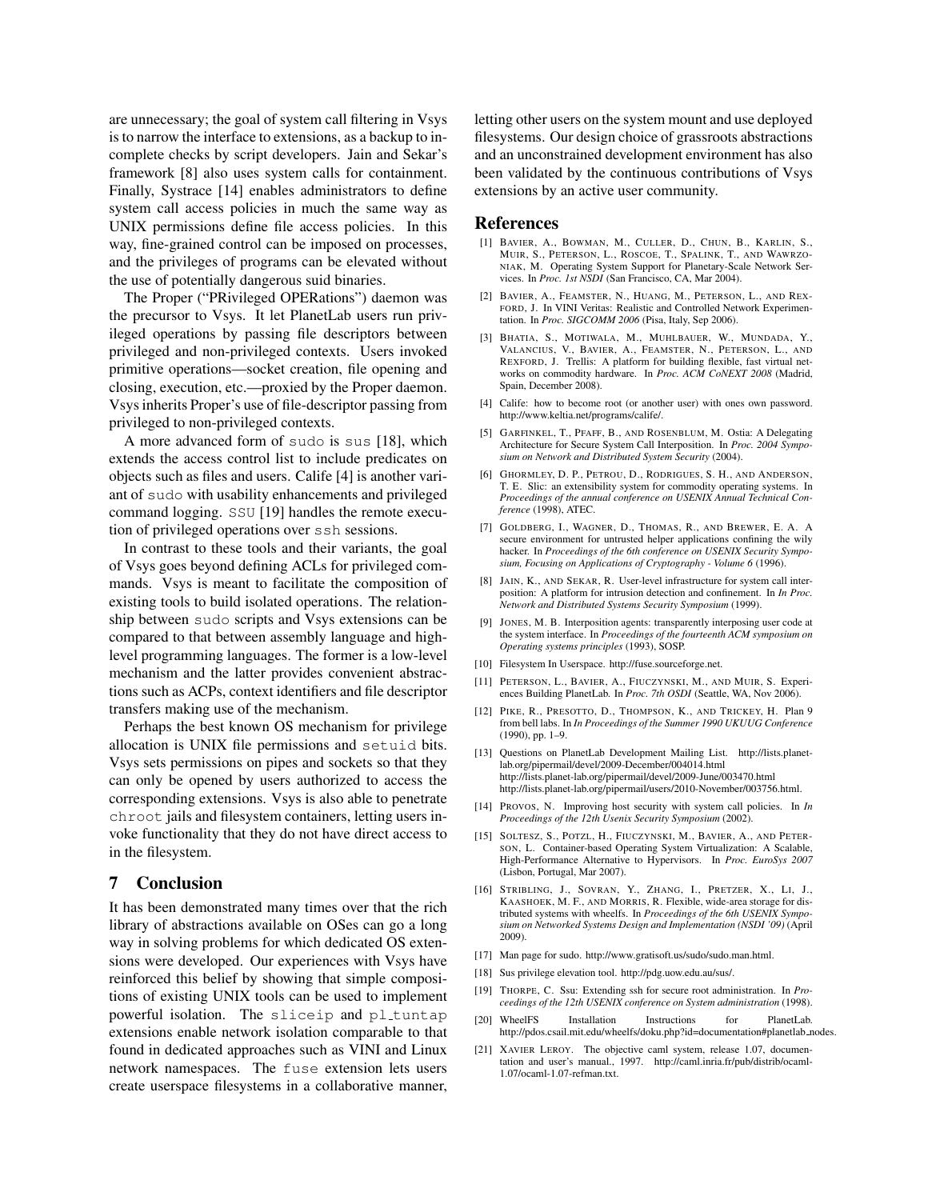are unnecessary; the goal of system call filtering in Vsys is to narrow the interface to extensions, as a backup to incomplete checks by script developers. Jain and Sekar's framework [8] also uses system calls for containment. Finally, Systrace [14] enables administrators to define system call access policies in much the same way as UNIX permissions define file access policies. In this way, fine-grained control can be imposed on processes, and the privileges of programs can be elevated without the use of potentially dangerous suid binaries.

The Proper ("PRivileged OPERations") daemon was the precursor to Vsys. It let PlanetLab users run privileged operations by passing file descriptors between privileged and non-privileged contexts. Users invoked primitive operations—socket creation, file opening and closing, execution, etc.—proxied by the Proper daemon. Vsys inherits Proper's use of file-descriptor passing from privileged to non-privileged contexts.

A more advanced form of `sudo` is `sus` [18], which extends the access control list to include predicates on objects such as files and users. Calife [4] is another variant of `sudo` with usability enhancements and privileged command logging. `SSU` [19] handles the remote execution of privileged operations over `ssh` sessions.

In contrast to these tools and their variants, the goal of Vsys goes beyond defining ACLs for privileged commands. Vsys is meant to facilitate the composition of existing tools to build isolated operations. The relationship between `sudo` scripts and Vsys extensions can be compared to that between assembly language and high-level programming languages. The former is a low-level mechanism and the latter provides convenient abstractions such as ACPs, context identifiers and file descriptor transfers making use of the mechanism.

Perhaps the best known OS mechanism for privilege allocation is UNIX file permissions and `setuid` bits. Vsys sets permissions on pipes and sockets so that they can only be opened by users authorized to access the corresponding extensions. Vsys is also able to penetrate `chroot` jails and filesystem containers, letting users invoke functionality that they do not have direct access to in the filesystem.

## 7 Conclusion

It has been demonstrated many times over that the rich library of abstractions available on OSes can go a long way in solving problems for which dedicated OS extensions were developed. Our experiences with Vsys have reinforced this belief by showing that simple compositions of existing UNIX tools can be used to implement powerful isolation. The `sliceip` and `pl_tuntap` extensions enable network isolation comparable to that found in dedicated approaches such as VINI and Linux network namespaces. The `fuse` extension lets users create userspace filesystems in a collaborative manner, letting other users on the system mount and use deployed filesystems. Our design choice of grassroots abstractions and an unconstrained development environment has also been validated by the continuous contributions of Vsys extensions by an active user community.

## References

[1] Bavier, A., Bowman, M., Culler, D., Chun, B., Karlin, S., Muir, S., Peterson, L., Roscoe, T., Spalink, T., and Wawrzoniak, M. Operating System Support for Planetary-Scale Network Services. In *Proc. 1st NSDI* (San Francisco, CA, Mar 2004).

[2] Bavier, A., Feamster, N., Huang, M., Peterson, L., and Rexford, J. In VINI Veritas: Realistic and Controlled Network Experimentation. In *Proc. SIGCOMM 2006* (Pisa, Italy, Sep 2006).

[3] Bhatia, S., Motiwala, M., Muhlbauer, W., Mundada, Y., Valancius, V., Bavier, A., Feamster, N., Peterson, L., and Rexford, J. Trellis: A platform for building flexible, fast virtual networks on commodity hardware. In *Proc. ACM CoNEXT 2008* (Madrid, Spain, December 2008).

[4] Calife: how to become root (or another user) with ones own password. http://www.keltia.net/programs/calife/.

[5] Garfinkel, T., Pfaff, B., and Rosenblum, M. Ostia: A Delegating Architecture for Secure System Call Interposition. In *Proc. 2004 Symposium on Network and Distributed System Security* (2004).

[6] Ghormley, D. P., Petrou, D., Rodrigues, S. H., and Anderson, T. E. Slic: an extensibility system for commodity operating systems. In *Proceedings of the annual conference on USENIX Annual Technical Conference* (1998), ATEC.

[7] Goldberg, I., Wagner, D., Thomas, R., and Brewer, E. A. A secure environment for untrusted helper applications confining the wily hacker. In *Proceedings of the 6th conference on USENIX Security Symposium, Focusing on Applications of Cryptography - Volume 6* (1996).

[8] Jain, K., and Sekar, R. User-level infrastructure for system call interposition: A platform for intrusion detection and confinement. In *In Proc. Network and Distributed Systems Security Symposium* (1999).

[9] Jones, M. B. Interposition agents: transparently interposing user code at the system interface. In *Proceedings of the fourteenth ACM symposium on Operating systems principles* (1993), SOSP.

[10] Filesystem In Userspace. http://fuse.sourceforge.net.

[11] Peterson, L., Bavier, A., Fiuczynski, M., and Muir, S. Experiences Building PlanetLab. In *Proc. 7th OSDI* (Seattle, WA, Nov 2006).

[12] Pike, R., Presotto, D., Thompson, K., and Trickey, H. Plan 9 from bell labs. In *In Proceedings of the Summer 1990 UKUUG Conference* (1990), pp. 1–9.

[13] Questions on PlanetLab Development Mailing List. http://lists.planet-lab.org/pipermail/devel/2009-December/004014.html http://lists.planet-lab.org/pipermail/devel/2009-June/003470.html http://lists.planet-lab.org/pipermail/users/2010-November/003756.html.

[14] Provos, N. Improving host security with system call policies. In *In Proceedings of the 12th Usenix Security Symposium* (2002).

[15] Soltesz, S., Potzl, H., Fiuczynski, M., Bavier, A., and Peterson, L. Container-based Operating System Virtualization: A Scalable, High-Performance Alternative to Hypervisors. In *Proc. EuroSys 2007* (Lisbon, Portugal, Mar 2007).

[16] Stribling, J., Sovran, Y., Zhang, I., Pretzer, X., Li, J., Kaashoek, M. F., and Morris, R. Flexible, wide-area storage for distributed systems with wheelfs. In *Proceedings of the 6th USENIX Symposium on Networked Systems Design and Implementation (NSDI '09)* (April 2009).

[17] Man page for sudo. http://www.gratisoft.us/sudo/sudo.man.html.

[18] Sus privilege elevation tool. http://pdg.uow.edu.au/sus/.

[19] Thorpe, C. Ssu: Extending ssh for secure root administration. In *Proceedings of the 12th USENIX conference on System administration* (1998).

[20] WheelFS Installation Instructions for PlanetLab. http://pdos.csail.mit.edu/wheelfs/doku.php?id=documentation#planetlab_nodes.

[21] Xavier Leroy. The objective caml system, release 1.07, documentation and user's manual., 1997. http://caml.inria.fr/pub/distrib/ocaml-1.07/ocaml-1.07-refman.txt.